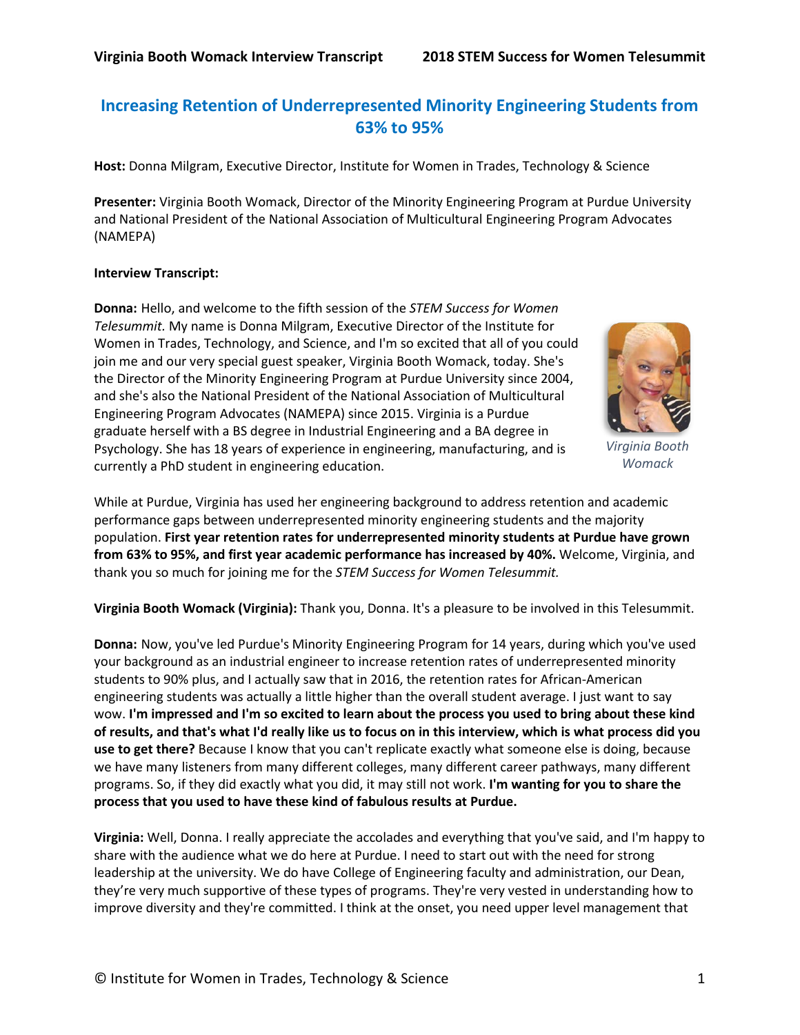# Increasing Retention of Underrepresented Minority Engineering Students from 63% to 95%

**Host:** Donna Milgram, Executive Director, Institute for Women in Trades, Technology & Science

**Presenter:** Virginia Booth Womack, Director of the Minority Engineering Program at Purdue University and National President of the National Association of Multicultural Engineering Program Advocates (NAMEPA)

**Interview Transcript:**

**Donna:** Hello, and welcome to the fifth session of the *STEM Success for Women Telesummit.* My name is Donna Milgram, Executive Director of the Institute for Women in Trades, Technology, and Science, and I'm so excited that all of you could join me and our very special guest speaker, Virginia Booth Womack, today. She's the Director of the Minority Engineering Program at Purdue University since 2004, and she's also the National President of the National Association of Multicultural Engineering Program Advocates (NAMEPA) since 2015. Virginia is a Purdue graduate herself with a BS degree in Industrial Engineering and a BA degree in Psychology. She has 18 years of experience in engineering, manufacturing, and is currently a PhD student in engineering education.

*Virginia Booth Womack*

While at Purdue, Virginia has used her engineering background to address retention and academic performance gaps between underrepresented minority engineering students and the majority population. **First year retention rates for underrepresented minority students at Purdue have grown from 63% to 95%, and first year academic performance has increased by 40%.** Welcome, Virginia, and thank you so much for joining me for the *STEM Success for Women Telesummit.*

**Virginia Booth Womack (Virginia):** Thank you, Donna. It's a pleasure to be involved in this Telesummit.

**Donna:** Now, you've led Purdue's Minority Engineering Program for 14 years, during which you've used your background as an industrial engineer to increase retention rates of underrepresented minority students to 90% plus, and I actually saw that in 2016, the retention rates for African-American engineering students was actually a little higher than the overall student average. I just want to say wow. **I'm impressed and I'm so excited to learn about the process you used to bring about these kind of results, and that's what I'd really like us to focus on in this interview, which is what process did you use to get there?** Because I know that you can't replicate exactly what someone else is doing, because we have many listeners from many different colleges, many different career pathways, many different programs. So, if they did exactly what you did, it may still not work. **I'm wanting for you to share the process that you used to have these kind of fabulous results at Purdue.**

**Virginia:** Well, Donna. I really appreciate the accolades and everything that you've said, and I'm happy to share with the audience what we do here at Purdue. I need to start out with the need for strong leadership at the university. We do have College of Engineering faculty and administration, our Dean, they're very much supportive of these types of programs. They're very vested in understanding how to improve diversity and they're committed. I think at the onset, you need upper level management that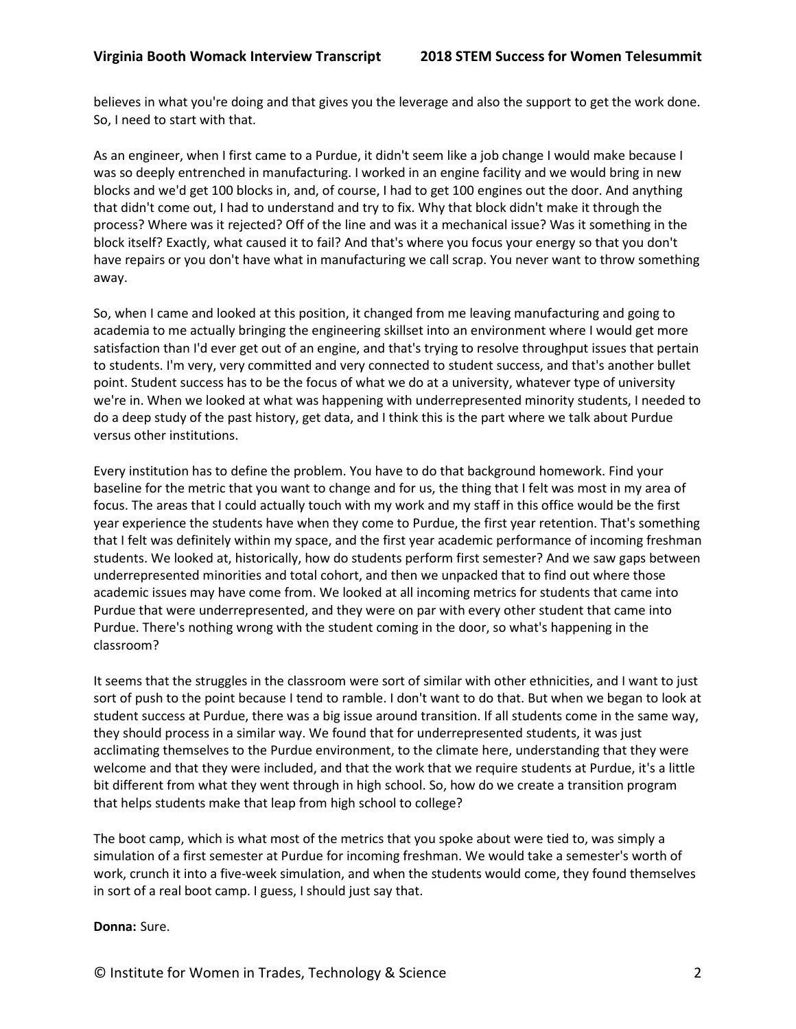believes in what you're doing and that gives you the leverage and also the support to get the work done. So, I need to start with that.

As an engineer, when I first came to a Purdue, it didn't seem like a job change I would make because I was so deeply entrenched in manufacturing. I worked in an engine facility and we would bring in new blocks and we'd get 100 blocks in, and, of course, I had to get 100 engines out the door. And anything that didn't come out, I had to understand and try to fix. Why that block didn't make it through the process? Where was it rejected? Off of the line and was it a mechanical issue? Was it something in the block itself? Exactly, what caused it to fail? And that's where you focus your energy so that you don't have repairs or you don't have what in manufacturing we call scrap. You never want to throw something away.

So, when I came and looked at this position, it changed from me leaving manufacturing and going to academia to me actually bringing the engineering skillset into an environment where I would get more satisfaction than I'd ever get out of an engine, and that's trying to resolve throughput issues that pertain to students. I'm very, very committed and very connected to student success, and that's another bullet point. Student success has to be the focus of what we do at a university, whatever type of university we're in. When we looked at what was happening with underrepresented minority students, I needed to do a deep study of the past history, get data, and I think this is the part where we talk about Purdue versus other institutions.

Every institution has to define the problem. You have to do that background homework. Find your baseline for the metric that you want to change and for us, the thing that I felt was most in my area of focus. The areas that I could actually touch with my work and my staff in this office would be the first year experience the students have when they come to Purdue, the first year retention. That's something that I felt was definitely within my space, and the first year academic performance of incoming freshman students. We looked at, historically, how do students perform first semester? And we saw gaps between underrepresented minorities and total cohort, and then we unpacked that to find out where those academic issues may have come from. We looked at all incoming metrics for students that came into Purdue that were underrepresented, and they were on par with every other student that came into Purdue. There's nothing wrong with the student coming in the door, so what's happening in the classroom?

It seems that the struggles in the classroom were sort of similar with other ethnicities, and I want to just sort of push to the point because I tend to ramble. I don't want to do that. But when we began to look at student success at Purdue, there was a big issue around transition. If all students come in the same way, they should process in a similar way. We found that for underrepresented students, it was just acclimating themselves to the Purdue environment, to the climate here, understanding that they were welcome and that they were included, and that the work that we require students at Purdue, it's a little bit different from what they went through in high school. So, how do we create a transition program that helps students make that leap from high school to college?

The boot camp, which is what most of the metrics that you spoke about were tied to, was simply a simulation of a first semester at Purdue for incoming freshman. We would take a semester's worth of work, crunch it into a five-week simulation, and when the students would come, they found themselves in sort of a real boot camp. I guess, I should just say that.

**Donna:** Sure.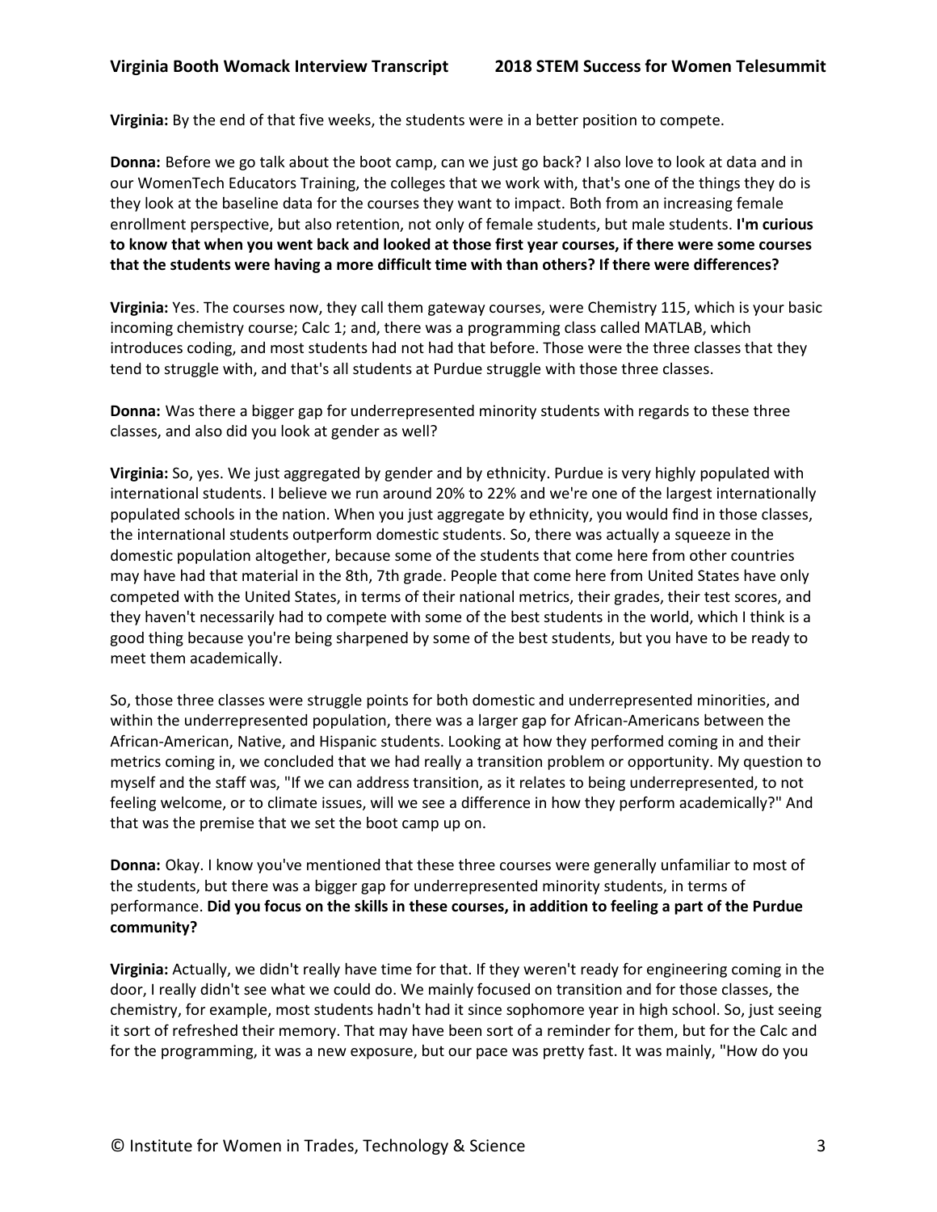**Virginia:** By the end of that five weeks, the students were in a better position to compete.

**Donna:** Before we go talk about the boot camp, can we just go back? I also love to look at data and in our WomenTech Educators Training, the colleges that we work with, that's one of the things they do is they look at the baseline data for the courses they want to impact. Both from an increasing female enrollment perspective, but also retention, not only of female students, but male students. **I'm curious to know that when you went back and looked at those first year courses, if there were some courses that the students were having a more difficult time with than others? If there were differences?**

**Virginia:** Yes. The courses now, they call them gateway courses, were Chemistry 115, which is your basic incoming chemistry course; Calc 1; and, there was a programming class called MATLAB, which introduces coding, and most students had not had that before. Those were the three classes that they tend to struggle with, and that's all students at Purdue struggle with those three classes.

**Donna:** Was there a bigger gap for underrepresented minority students with regards to these three classes, and also did you look at gender as well?

**Virginia:** So, yes. We just aggregated by gender and by ethnicity. Purdue is very highly populated with international students. I believe we run around 20% to 22% and we're one of the largest internationally populated schools in the nation. When you just aggregate by ethnicity, you would find in those classes, the international students outperform domestic students. So, there was actually a squeeze in the domestic population altogether, because some of the students that come here from other countries may have had that material in the 8th, 7th grade. People that come here from United States have only competed with the United States, in terms of their national metrics, their grades, their test scores, and they haven't necessarily had to compete with some of the best students in the world, which I think is a good thing because you're being sharpened by some of the best students, but you have to be ready to meet them academically.

So, those three classes were struggle points for both domestic and underrepresented minorities, and within the underrepresented population, there was a larger gap for African-Americans between the African-American, Native, and Hispanic students. Looking at how they performed coming in and their metrics coming in, we concluded that we had really a transition problem or opportunity. My question to myself and the staff was, "If we can address transition, as it relates to being underrepresented, to not feeling welcome, or to climate issues, will we see a difference in how they perform academically?" And that was the premise that we set the boot camp up on.

**Donna:** Okay. I know you've mentioned that these three courses were generally unfamiliar to most of the students, but there was a bigger gap for underrepresented minority students, in terms of performance. **Did you focus on the skills in these courses, in addition to feeling a part of the Purdue community?**

**Virginia:** Actually, we didn't really have time for that. If they weren't ready for engineering coming in the door, I really didn't see what we could do. We mainly focused on transition and for those classes, the chemistry, for example, most students hadn't had it since sophomore year in high school. So, just seeing it sort of refreshed their memory. That may have been sort of a reminder for them, but for the Calc and for the programming, it was a new exposure, but our pace was pretty fast. It was mainly, "How do you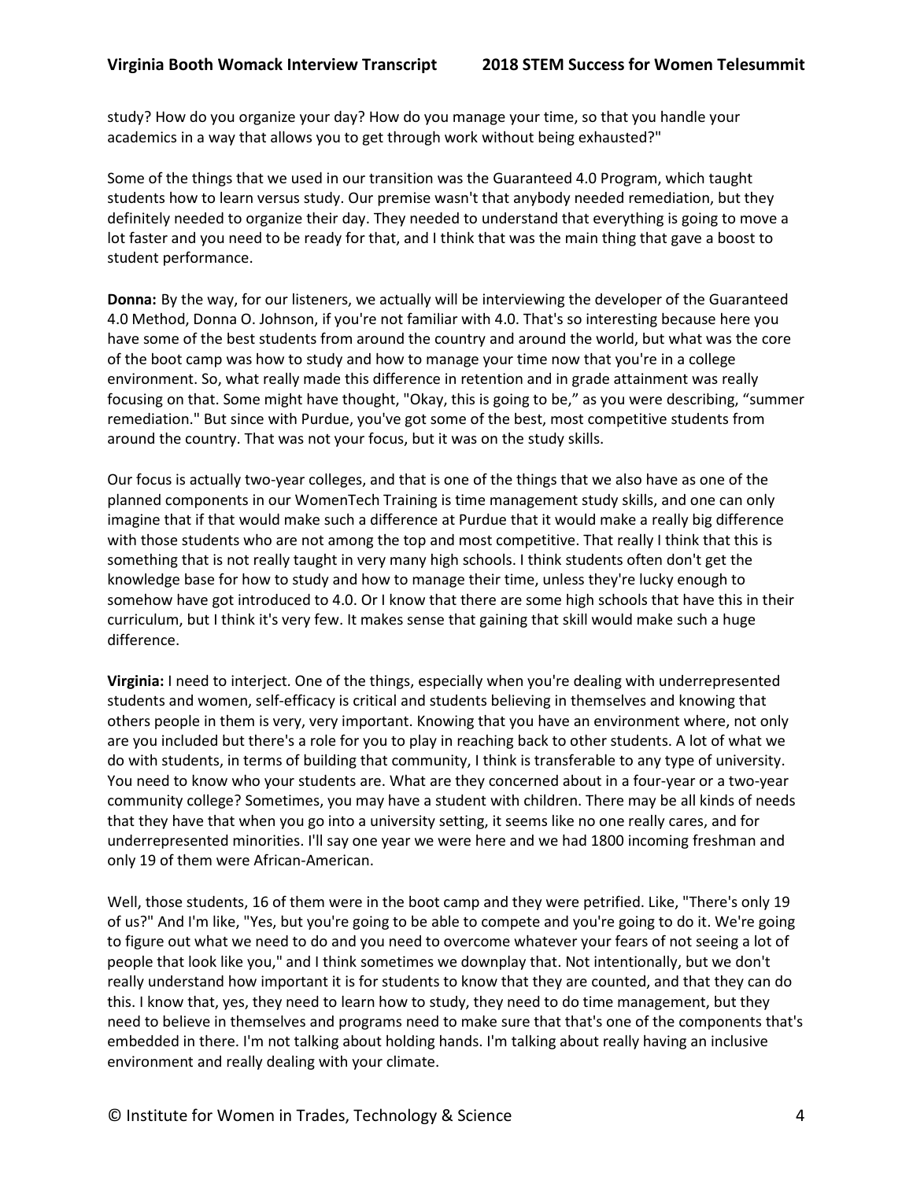study? How do you organize your day? How do you manage your time, so that you handle your academics in a way that allows you to get through work without being exhausted?"

Some of the things that we used in our transition was the Guaranteed 4.0 Program, which taught students how to learn versus study. Our premise wasn't that anybody needed remediation, but they definitely needed to organize their day. They needed to understand that everything is going to move a lot faster and you need to be ready for that, and I think that was the main thing that gave a boost to student performance.

**Donna:** By the way, for our listeners, we actually will be interviewing the developer of the Guaranteed 4.0 Method, Donna O. Johnson, if you're not familiar with 4.0. That's so interesting because here you have some of the best students from around the country and around the world, but what was the core of the boot camp was how to study and how to manage your time now that you're in a college environment. So, what really made this difference in retention and in grade attainment was really focusing on that. Some might have thought, "Okay, this is going to be," as you were describing, "summer remediation." But since with Purdue, you've got some of the best, most competitive students from around the country. That was not your focus, but it was on the study skills.

Our focus is actually two-year colleges, and that is one of the things that we also have as one of the planned components in our WomenTech Training is time management study skills, and one can only imagine that if that would make such a difference at Purdue that it would make a really big difference with those students who are not among the top and most competitive. That really I think that this is something that is not really taught in very many high schools. I think students often don't get the knowledge base for how to study and how to manage their time, unless they're lucky enough to somehow have got introduced to 4.0. Or I know that there are some high schools that have this in their curriculum, but I think it's very few. It makes sense that gaining that skill would make such a huge difference.

**Virginia:** I need to interject. One of the things, especially when you're dealing with underrepresented students and women, self-efficacy is critical and students believing in themselves and knowing that others people in them is very, very important. Knowing that you have an environment where, not only are you included but there's a role for you to play in reaching back to other students. A lot of what we do with students, in terms of building that community, I think is transferable to any type of university. You need to know who your students are. What are they concerned about in a four-year or a two-year community college? Sometimes, you may have a student with children. There may be all kinds of needs that they have that when you go into a university setting, it seems like no one really cares, and for underrepresented minorities. I'll say one year we were here and we had 1800 incoming freshman and only 19 of them were African-American.

Well, those students, 16 of them were in the boot camp and they were petrified. Like, "There's only 19 of us?" And I'm like, "Yes, but you're going to be able to compete and you're going to do it. We're going to figure out what we need to do and you need to overcome whatever your fears of not seeing a lot of people that look like you," and I think sometimes we downplay that. Not intentionally, but we don't really understand how important it is for students to know that they are counted, and that they can do this. I know that, yes, they need to learn how to study, they need to do time management, but they need to believe in themselves and programs need to make sure that that's one of the components that's embedded in there. I'm not talking about holding hands. I'm talking about really having an inclusive environment and really dealing with your climate.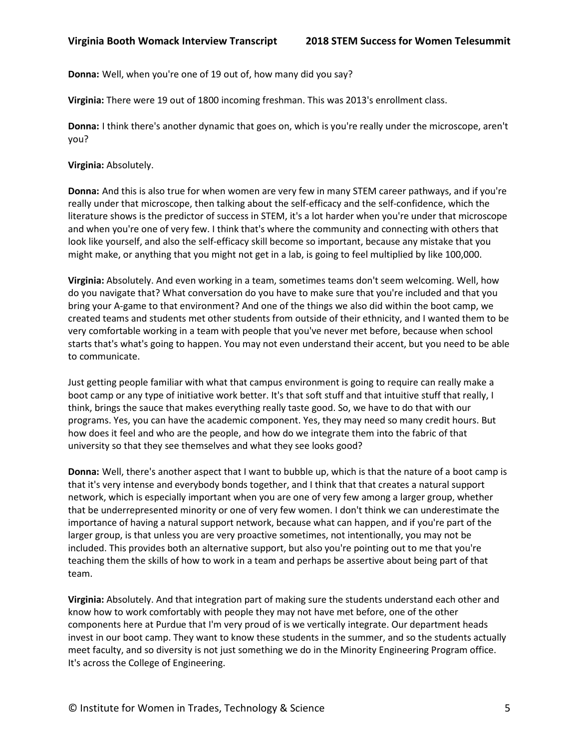**Donna:** Well, when you're one of 19 out of, how many did you say?

**Virginia:** There were 19 out of 1800 incoming freshman. This was 2013's enrollment class.

**Donna:** I think there's another dynamic that goes on, which is you're really under the microscope, aren't you?

**Virginia:** Absolutely.

**Donna:** And this is also true for when women are very few in many STEM career pathways, and if you're really under that microscope, then talking about the self-efficacy and the self-confidence, which the literature shows is the predictor of success in STEM, it's a lot harder when you're under that microscope and when you're one of very few. I think that's where the community and connecting with others that look like yourself, and also the self-efficacy skill become so important, because any mistake that you might make, or anything that you might not get in a lab, is going to feel multiplied by like 100,000.

**Virginia:** Absolutely. And even working in a team, sometimes teams don't seem welcoming. Well, how do you navigate that? What conversation do you have to make sure that you're included and that you bring your A-game to that environment? And one of the things we also did within the boot camp, we created teams and students met other students from outside of their ethnicity, and I wanted them to be very comfortable working in a team with people that you've never met before, because when school starts that's what's going to happen. You may not even understand their accent, but you need to be able to communicate.

Just getting people familiar with what that campus environment is going to require can really make a boot camp or any type of initiative work better. It's that soft stuff and that intuitive stuff that really, I think, brings the sauce that makes everything really taste good. So, we have to do that with our programs. Yes, you can have the academic component. Yes, they may need so many credit hours. But how does it feel and who are the people, and how do we integrate them into the fabric of that university so that they see themselves and what they see looks good?

**Donna:** Well, there's another aspect that I want to bubble up, which is that the nature of a boot camp is that it's very intense and everybody bonds together, and I think that that creates a natural support network, which is especially important when you are one of very few among a larger group, whether that be underrepresented minority or one of very few women. I don't think we can underestimate the importance of having a natural support network, because what can happen, and if you're part of the larger group, is that unless you are very proactive sometimes, not intentionally, you may not be included. This provides both an alternative support, but also you're pointing out to me that you're teaching them the skills of how to work in a team and perhaps be assertive about being part of that team.

**Virginia:** Absolutely. And that integration part of making sure the students understand each other and know how to work comfortably with people they may not have met before, one of the other components here at Purdue that I'm very proud of is we vertically integrate. Our department heads invest in our boot camp. They want to know these students in the summer, and so the students actually meet faculty, and so diversity is not just something we do in the Minority Engineering Program office. It's across the College of Engineering.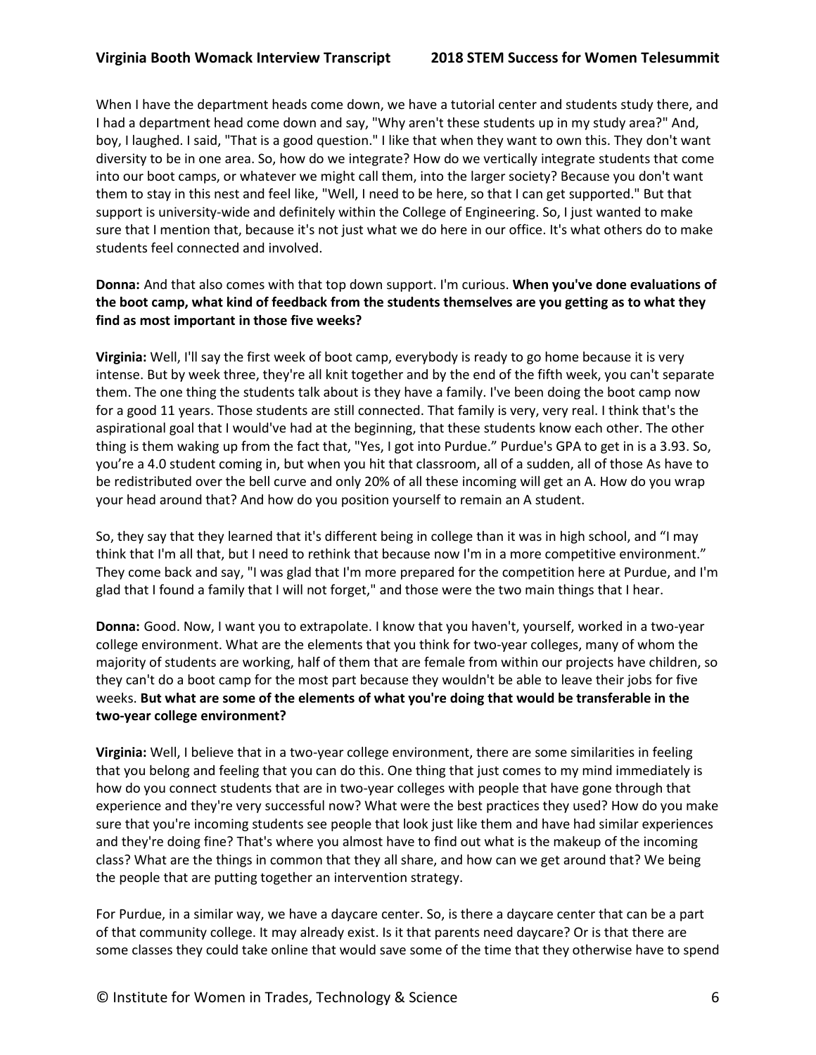When I have the department heads come down, we have a tutorial center and students study there, and I had a department head come down and say, "Why aren't these students up in my study area?" And, boy, I laughed. I said, "That is a good question." I like that when they want to own this. They don't want diversity to be in one area. So, how do we integrate? How do we vertically integrate students that come into our boot camps, or whatever we might call them, into the larger society? Because you don't want them to stay in this nest and feel like, "Well, I need to be here, so that I can get supported." But that support is university-wide and definitely within the College of Engineering. So, I just wanted to make sure that I mention that, because it's not just what we do here in our office. It's what others do to make students feel connected and involved.

**Donna:** And that also comes with that top down support. I'm curious. **When you've done evaluations of the boot camp, what kind of feedback from the students themselves are you getting as to what they find as most important in those five weeks?**

**Virginia:** Well, I'll say the first week of boot camp, everybody is ready to go home because it is very intense. But by week three, they're all knit together and by the end of the fifth week, you can't separate them. The one thing the students talk about is they have a family. I've been doing the boot camp now for a good 11 years. Those students are still connected. That family is very, very real. I think that's the aspirational goal that I would've had at the beginning, that these students know each other. The other thing is them waking up from the fact that, "Yes, I got into Purdue." Purdue's GPA to get in is a 3.93. So, you're a 4.0 student coming in, but when you hit that classroom, all of a sudden, all of those As have to be redistributed over the bell curve and only 20% of all these incoming will get an A. How do you wrap your head around that? And how do you position yourself to remain an A student.

So, they say that they learned that it's different being in college than it was in high school, and "I may think that I'm all that, but I need to rethink that because now I'm in a more competitive environment." They come back and say, "I was glad that I'm more prepared for the competition here at Purdue, and I'm glad that I found a family that I will not forget," and those were the two main things that I hear.

**Donna:** Good. Now, I want you to extrapolate. I know that you haven't, yourself, worked in a two-year college environment. What are the elements that you think for two-year colleges, many of whom the majority of students are working, half of them that are female from within our projects have children, so they can't do a boot camp for the most part because they wouldn't be able to leave their jobs for five weeks. **But what are some of the elements of what you're doing that would be transferable in the two-year college environment?**

**Virginia:** Well, I believe that in a two-year college environment, there are some similarities in feeling that you belong and feeling that you can do this. One thing that just comes to my mind immediately is how do you connect students that are in two-year colleges with people that have gone through that experience and they're very successful now? What were the best practices they used? How do you make sure that you're incoming students see people that look just like them and have had similar experiences and they're doing fine? That's where you almost have to find out what is the makeup of the incoming class? What are the things in common that they all share, and how can we get around that? We being the people that are putting together an intervention strategy.

For Purdue, in a similar way, we have a daycare center. So, is there a daycare center that can be a part of that community college. It may already exist. Is it that parents need daycare? Or is that there are some classes they could take online that would save some of the time that they otherwise have to spend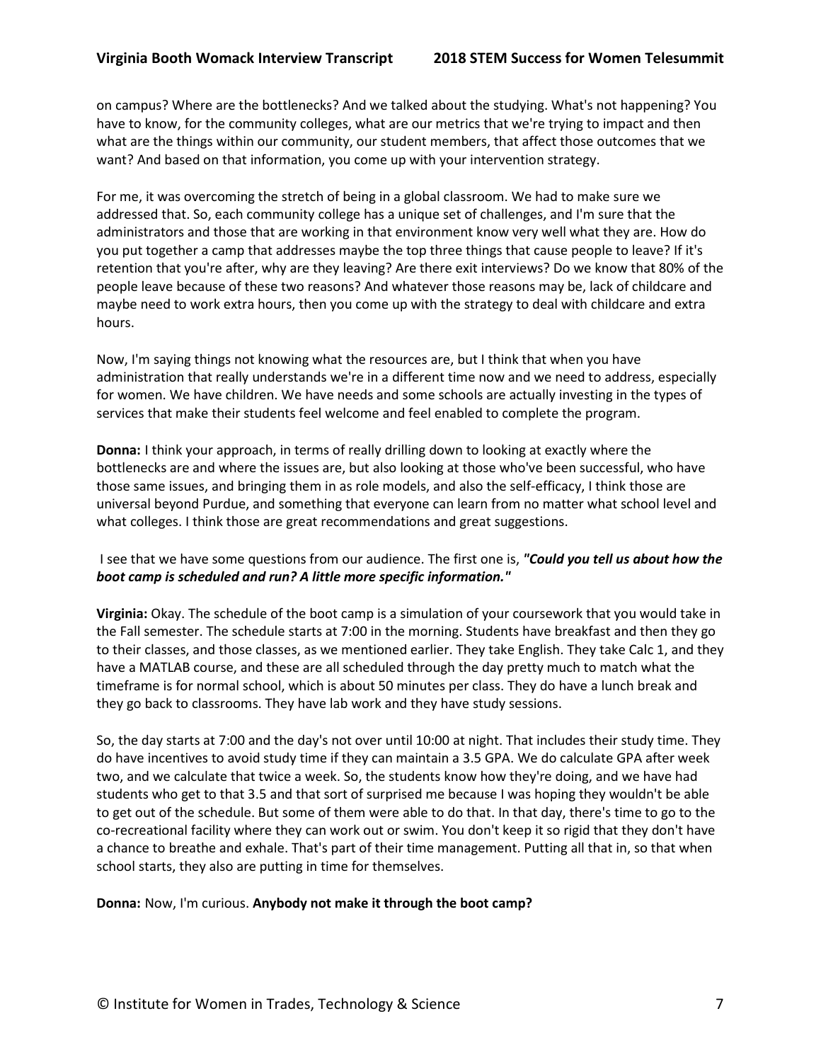on campus? Where are the bottlenecks? And we talked about the studying. What's not happening? You have to know, for the community colleges, what are our metrics that we're trying to impact and then what are the things within our community, our student members, that affect those outcomes that we want? And based on that information, you come up with your intervention strategy.

For me, it was overcoming the stretch of being in a global classroom. We had to make sure we addressed that. So, each community college has a unique set of challenges, and I'm sure that the administrators and those that are working in that environment know very well what they are. How do you put together a camp that addresses maybe the top three things that cause people to leave? If it's retention that you're after, why are they leaving? Are there exit interviews? Do we know that 80% of the people leave because of these two reasons? And whatever those reasons may be, lack of childcare and maybe need to work extra hours, then you come up with the strategy to deal with childcare and extra hours.

Now, I'm saying things not knowing what the resources are, but I think that when you have administration that really understands we're in a different time now and we need to address, especially for women. We have children. We have needs and some schools are actually investing in the types of services that make their students feel welcome and feel enabled to complete the program.

**Donna:** I think your approach, in terms of really drilling down to looking at exactly where the bottlenecks are and where the issues are, but also looking at those who've been successful, who have those same issues, and bringing them in as role models, and also the self-efficacy, I think those are universal beyond Purdue, and something that everyone can learn from no matter what school level and what colleges. I think those are great recommendations and great suggestions.

I see that we have some questions from our audience. The first one is, ***"Could you tell us about how the boot camp is scheduled and run? A little more specific information."***

**Virginia:** Okay. The schedule of the boot camp is a simulation of your coursework that you would take in the Fall semester. The schedule starts at 7:00 in the morning. Students have breakfast and then they go to their classes, and those classes, as we mentioned earlier. They take English. They take Calc 1, and they have a MATLAB course, and these are all scheduled through the day pretty much to match what the timeframe is for normal school, which is about 50 minutes per class. They do have a lunch break and they go back to classrooms. They have lab work and they have study sessions.

So, the day starts at 7:00 and the day's not over until 10:00 at night. That includes their study time. They do have incentives to avoid study time if they can maintain a 3.5 GPA. We do calculate GPA after week two, and we calculate that twice a week. So, the students know how they're doing, and we have had students who get to that 3.5 and that sort of surprised me because I was hoping they wouldn't be able to get out of the schedule. But some of them were able to do that. In that day, there's time to go to the co-recreational facility where they can work out or swim. You don't keep it so rigid that they don't have a chance to breathe and exhale. That's part of their time management. Putting all that in, so that when school starts, they also are putting in time for themselves.

**Donna:** Now, I'm curious. **Anybody not make it through the boot camp?**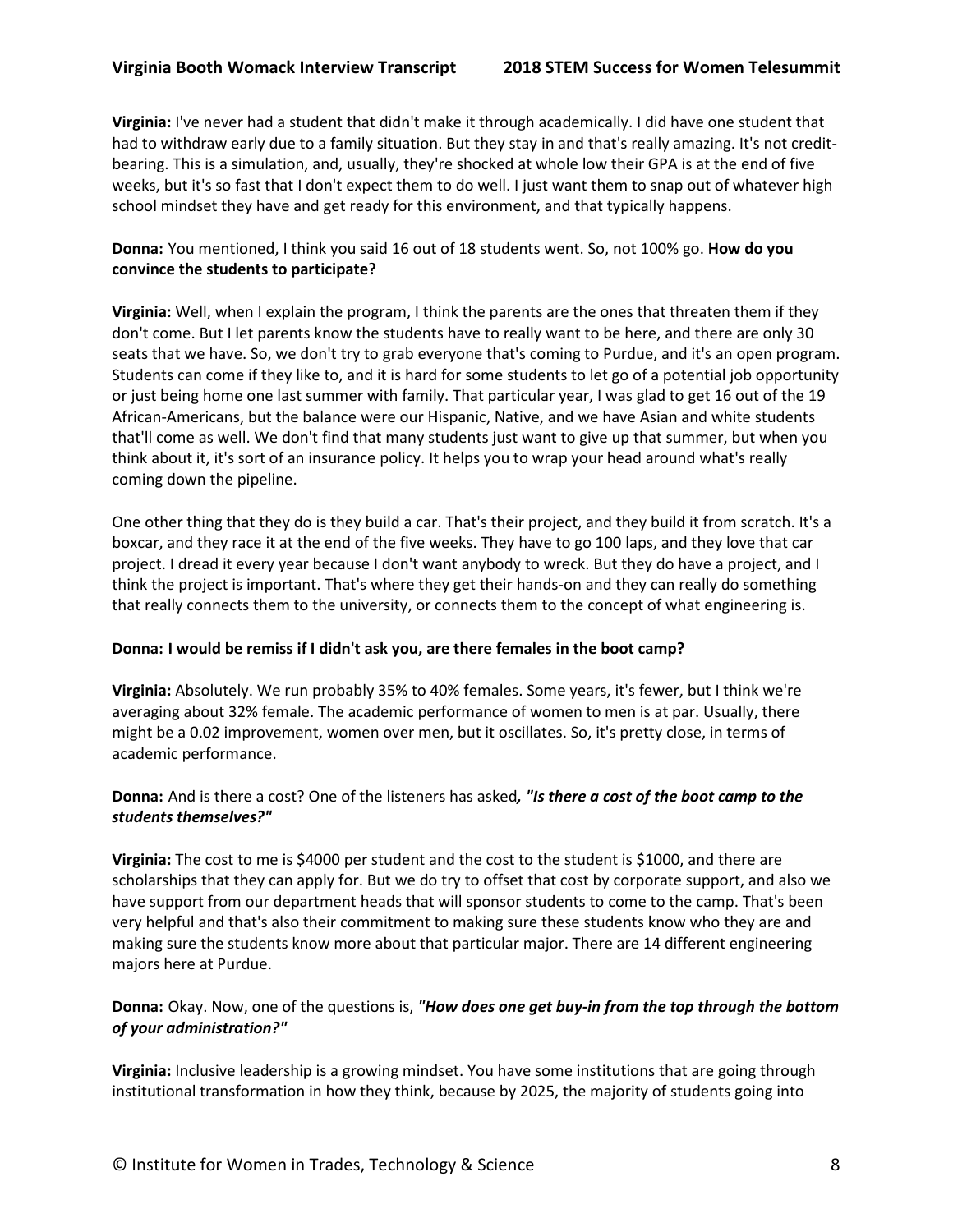**Virginia:** I've never had a student that didn't make it through academically. I did have one student that had to withdraw early due to a family situation. But they stay in and that's really amazing. It's not credit-bearing. This is a simulation, and, usually, they're shocked at whole low their GPA is at the end of five weeks, but it's so fast that I don't expect them to do well. I just want them to snap out of whatever high school mindset they have and get ready for this environment, and that typically happens.

**Donna:** You mentioned, I think you said 16 out of 18 students went. So, not 100% go. **How do you convince the students to participate?**

**Virginia:** Well, when I explain the program, I think the parents are the ones that threaten them if they don't come. But I let parents know the students have to really want to be here, and there are only 30 seats that we have. So, we don't try to grab everyone that's coming to Purdue, and it's an open program. Students can come if they like to, and it is hard for some students to let go of a potential job opportunity or just being home one last summer with family. That particular year, I was glad to get 16 out of the 19 African-Americans, but the balance were our Hispanic, Native, and we have Asian and white students that'll come as well. We don't find that many students just want to give up that summer, but when you think about it, it's sort of an insurance policy. It helps you to wrap your head around what's really coming down the pipeline.

One other thing that they do is they build a car. That's their project, and they build it from scratch. It's a boxcar, and they race it at the end of the five weeks. They have to go 100 laps, and they love that car project. I dread it every year because I don't want anybody to wreck. But they do have a project, and I think the project is important. That's where they get their hands-on and they can really do something that really connects them to the university, or connects them to the concept of what engineering is.

**Donna: I would be remiss if I didn't ask you, are there females in the boot camp?**

**Virginia:** Absolutely. We run probably 35% to 40% females. Some years, it's fewer, but I think we're averaging about 32% female. The academic performance of women to men is at par. Usually, there might be a 0.02 improvement, women over men, but it oscillates. So, it's pretty close, in terms of academic performance.

**Donna:** And is there a cost? One of the listeners has asked***, "Is there a cost of the boot camp to the students themselves?"***

**Virginia:** The cost to me is $4000 per student and the cost to the student is $1000, and there are scholarships that they can apply for. But we do try to offset that cost by corporate support, and also we have support from our department heads that will sponsor students to come to the camp. That's been very helpful and that's also their commitment to making sure these students know who they are and making sure the students know more about that particular major. There are 14 different engineering majors here at Purdue.

**Donna:** Okay. Now, one of the questions is, ***"How does one get buy-in from the top through the bottom of your administration?"***

**Virginia:** Inclusive leadership is a growing mindset. You have some institutions that are going through institutional transformation in how they think, because by 2025, the majority of students going into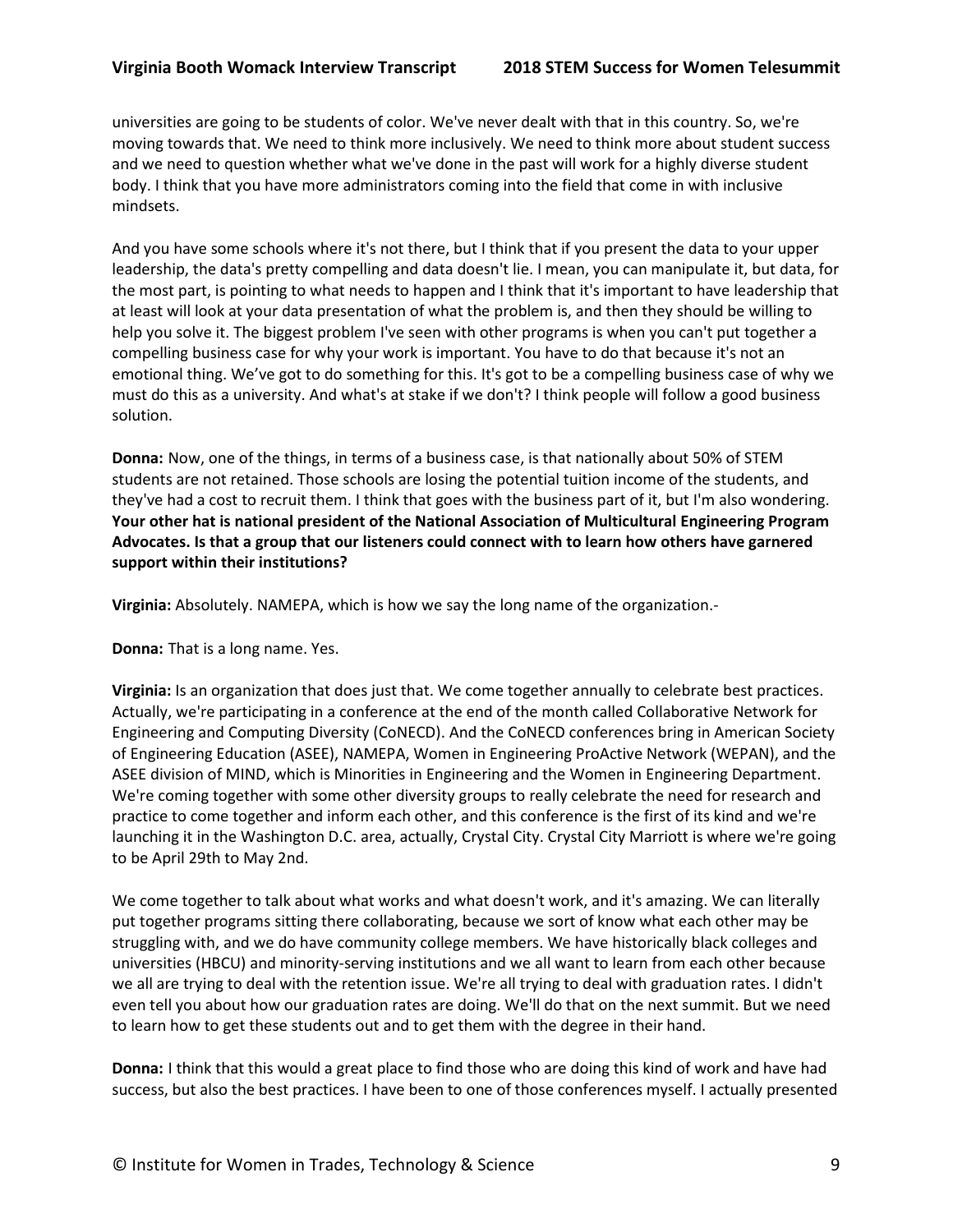universities are going to be students of color. We've never dealt with that in this country. So, we're moving towards that. We need to think more inclusively. We need to think more about student success and we need to question whether what we've done in the past will work for a highly diverse student body. I think that you have more administrators coming into the field that come in with inclusive mindsets.

And you have some schools where it's not there, but I think that if you present the data to your upper leadership, the data's pretty compelling and data doesn't lie. I mean, you can manipulate it, but data, for the most part, is pointing to what needs to happen and I think that it's important to have leadership that at least will look at your data presentation of what the problem is, and then they should be willing to help you solve it. The biggest problem I've seen with other programs is when you can't put together a compelling business case for why your work is important. You have to do that because it's not an emotional thing. We've got to do something for this. It's got to be a compelling business case of why we must do this as a university. And what's at stake if we don't? I think people will follow a good business solution.

**Donna:** Now, one of the things, in terms of a business case, is that nationally about 50% of STEM students are not retained. Those schools are losing the potential tuition income of the students, and they've had a cost to recruit them. I think that goes with the business part of it, but I'm also wondering. **Your other hat is national president of the National Association of Multicultural Engineering Program Advocates. Is that a group that our listeners could connect with to learn how others have garnered support within their institutions?**

**Virginia:** Absolutely. NAMEPA, which is how we say the long name of the organization.-

**Donna:** That is a long name. Yes.

**Virginia:** Is an organization that does just that. We come together annually to celebrate best practices. Actually, we're participating in a conference at the end of the month called Collaborative Network for Engineering and Computing Diversity (CoNECD). And the CoNECD conferences bring in American Society of Engineering Education (ASEE), NAMEPA, Women in Engineering ProActive Network (WEPAN), and the ASEE division of MIND, which is Minorities in Engineering and the Women in Engineering Department. We're coming together with some other diversity groups to really celebrate the need for research and practice to come together and inform each other, and this conference is the first of its kind and we're launching it in the Washington D.C. area, actually, Crystal City. Crystal City Marriott is where we're going to be April 29th to May 2nd.

We come together to talk about what works and what doesn't work, and it's amazing. We can literally put together programs sitting there collaborating, because we sort of know what each other may be struggling with, and we do have community college members. We have historically black colleges and universities (HBCU) and minority-serving institutions and we all want to learn from each other because we all are trying to deal with the retention issue. We're all trying to deal with graduation rates. I didn't even tell you about how our graduation rates are doing. We'll do that on the next summit. But we need to learn how to get these students out and to get them with the degree in their hand.

**Donna:** I think that this would a great place to find those who are doing this kind of work and have had success, but also the best practices. I have been to one of those conferences myself. I actually presented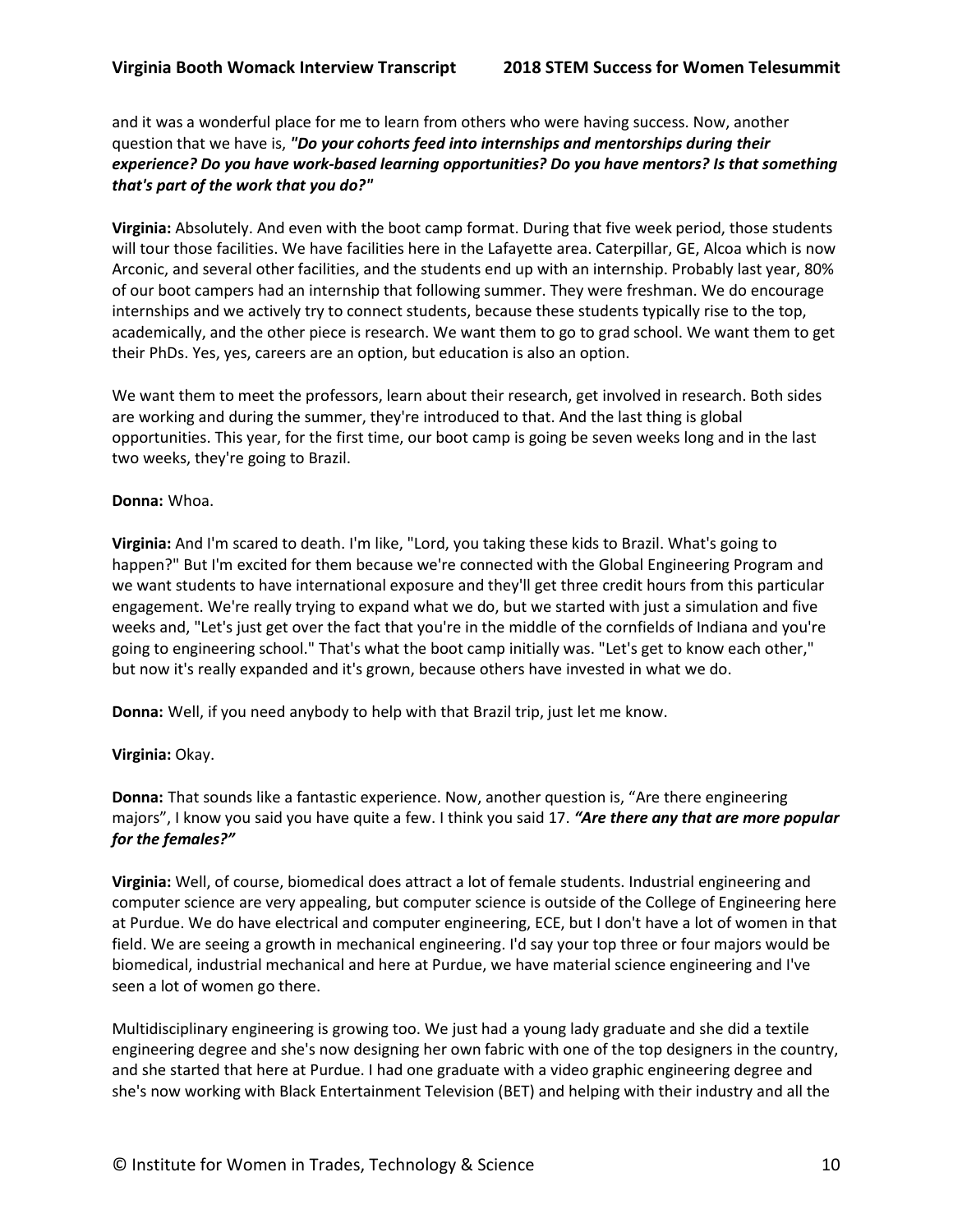and it was a wonderful place for me to learn from others who were having success. Now, another question that we have is, ***"Do your cohorts feed into internships and mentorships during their experience? Do you have work-based learning opportunities? Do you have mentors? Is that something that's part of the work that you do?"***

**Virginia:** Absolutely. And even with the boot camp format. During that five week period, those students will tour those facilities. We have facilities here in the Lafayette area. Caterpillar, GE, Alcoa which is now Arconic, and several other facilities, and the students end up with an internship. Probably last year, 80% of our boot campers had an internship that following summer. They were freshman. We do encourage internships and we actively try to connect students, because these students typically rise to the top, academically, and the other piece is research. We want them to go to grad school. We want them to get their PhDs. Yes, yes, careers are an option, but education is also an option.

We want them to meet the professors, learn about their research, get involved in research. Both sides are working and during the summer, they're introduced to that. And the last thing is global opportunities. This year, for the first time, our boot camp is going be seven weeks long and in the last two weeks, they're going to Brazil.

**Donna:** Whoa.

**Virginia:** And I'm scared to death. I'm like, "Lord, you taking these kids to Brazil. What's going to happen?" But I'm excited for them because we're connected with the Global Engineering Program and we want students to have international exposure and they'll get three credit hours from this particular engagement. We're really trying to expand what we do, but we started with just a simulation and five weeks and, "Let's just get over the fact that you're in the middle of the cornfields of Indiana and you're going to engineering school." That's what the boot camp initially was. "Let's get to know each other," but now it's really expanded and it's grown, because others have invested in what we do.

**Donna:** Well, if you need anybody to help with that Brazil trip, just let me know.

**Virginia:** Okay.

**Donna:** That sounds like a fantastic experience. Now, another question is, "Are there engineering majors", I know you said you have quite a few. I think you said 17. ***"Are there any that are more popular for the females?"***

**Virginia:** Well, of course, biomedical does attract a lot of female students. Industrial engineering and computer science are very appealing, but computer science is outside of the College of Engineering here at Purdue. We do have electrical and computer engineering, ECE, but I don't have a lot of women in that field. We are seeing a growth in mechanical engineering. I'd say your top three or four majors would be biomedical, industrial mechanical and here at Purdue, we have material science engineering and I've seen a lot of women go there.

Multidisciplinary engineering is growing too. We just had a young lady graduate and she did a textile engineering degree and she's now designing her own fabric with one of the top designers in the country, and she started that here at Purdue. I had one graduate with a video graphic engineering degree and she's now working with Black Entertainment Television (BET) and helping with their industry and all the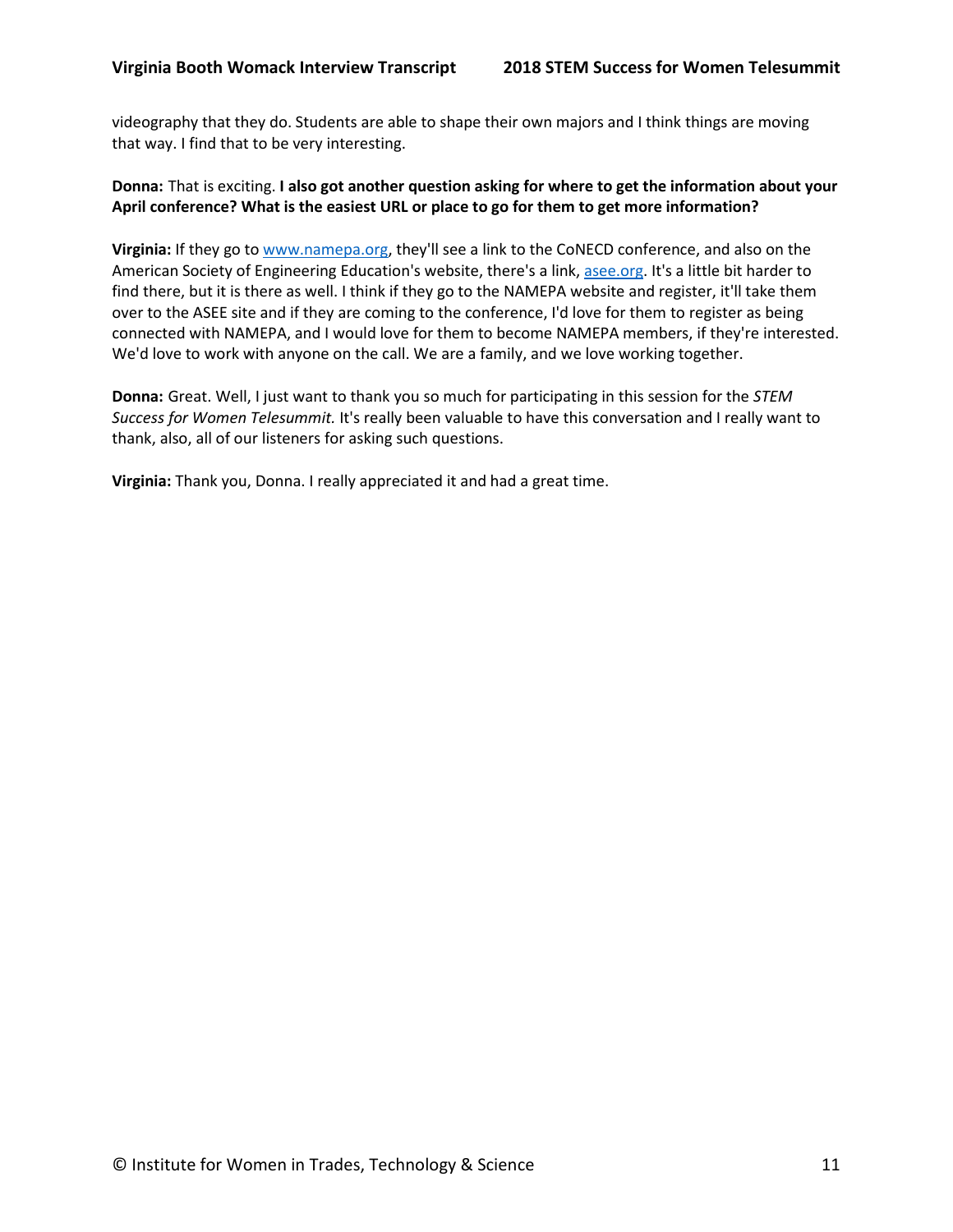videography that they do. Students are able to shape their own majors and I think things are moving that way. I find that to be very interesting.

**Donna:** That is exciting. **I also got another question asking for where to get the information about your April conference? What is the easiest URL or place to go for them to get more information?**

**Virginia:** If they go to [www.namepa.org](www.namepa.org), they'll see a link to the CoNECD conference, and also on the American Society of Engineering Education's website, there's a link, [asee.org](asee.org). It's a little bit harder to find there, but it is there as well. I think if they go to the NAMEPA website and register, it'll take them over to the ASEE site and if they are coming to the conference, I'd love for them to register as being connected with NAMEPA, and I would love for them to become NAMEPA members, if they're interested. We'd love to work with anyone on the call. We are a family, and we love working together.

**Donna:** Great. Well, I just want to thank you so much for participating in this session for the *STEM Success for Women Telesummit.* It's really been valuable to have this conversation and I really want to thank, also, all of our listeners for asking such questions.

**Virginia:** Thank you, Donna. I really appreciated it and had a great time.